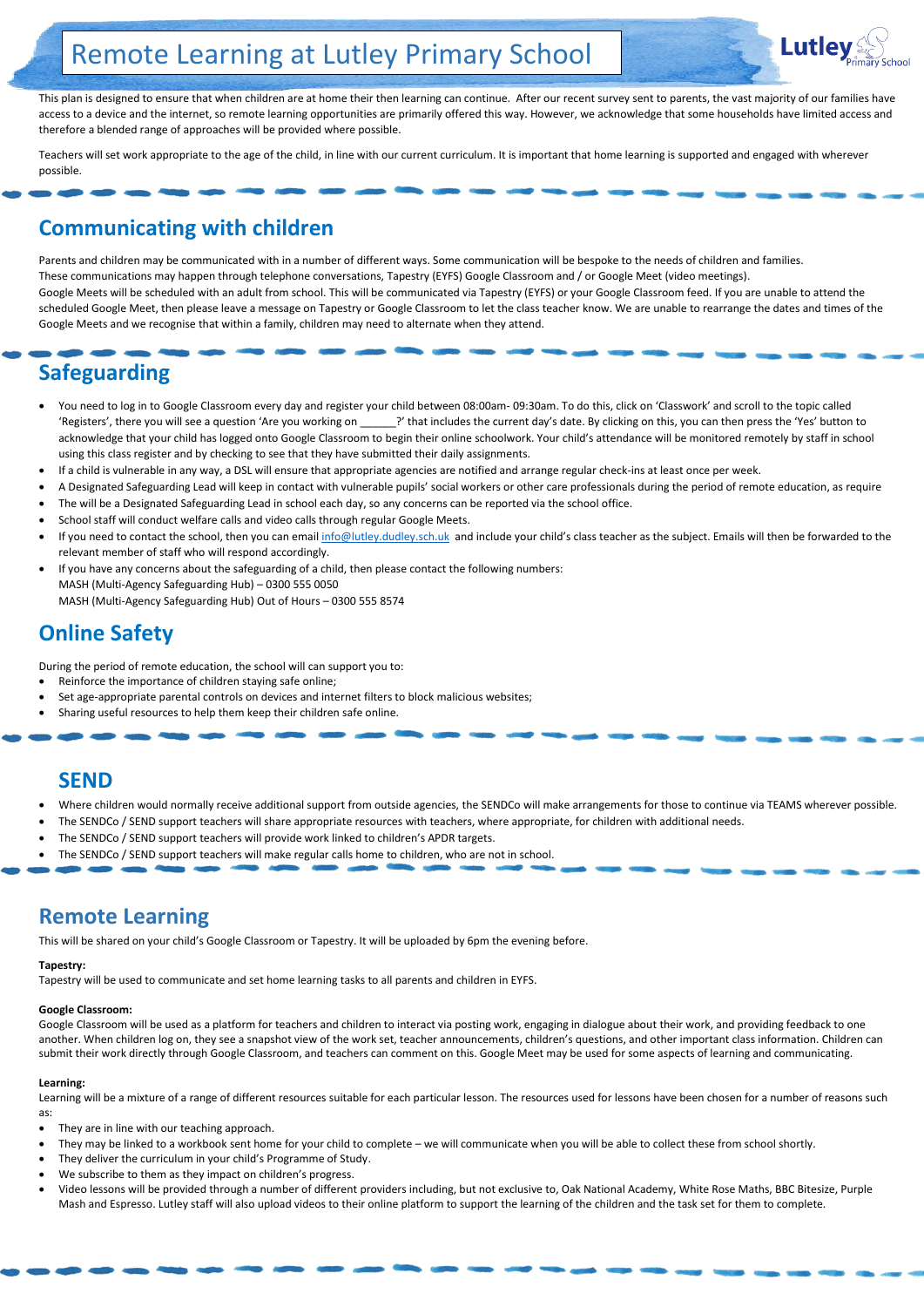# Remote Learning at Lutley Primary School

This plan is designed to ensure that when children are at home their then learning can continue. After our recent survey sent to parents, the vast majority of our families have access to a device and the internet, so remote learning opportunities are primarily offered this way. However, we acknowledge that some households have limited access and therefore a blended range of approaches will be provided where possible.

Teachers will set work appropriate to the age of the child, in line with our current curriculum. It is important that home learning is supported and engaged with wherever possible.

## Communicating with children

Parents and children may be communicated with in a number of different ways. Some communication will be bespoke to the needs of children and families.
These communications may happen through telephone conversations, Tapestry (EYFS) Google Classroom and / or Google Meet (video meetings).
Google Meets will be scheduled with an adult from school. This will be communicated via Tapestry (EYFS) or your Google Classroom feed. If you are unable to attend the scheduled Google Meet, then please leave a message on Tapestry or Google Classroom to let the class teacher know. We are unable to rearrange the dates and times of the Google Meets and we recognise that within a family, children may need to alternate when they attend.

## Safeguarding

- You need to log in to Google Classroom every day and register your child between 08:00am- 09:30am. To do this, click on 'Classwork' and scroll to the topic called 'Registers', there you will see a question 'Are you working on ______?' that includes the current day's date. By clicking on this, you can then press the 'Yes' button to acknowledge that your child has logged onto Google Classroom to begin their online schoolwork. Your child's attendance will be monitored remotely by staff in school using this class register and by checking to see that they have submitted their daily assignments.
- If a child is vulnerable in any way, a DSL will ensure that appropriate agencies are notified and arrange regular check-ins at least once per week.
- A Designated Safeguarding Lead will keep in contact with vulnerable pupils' social workers or other care professionals during the period of remote education, as require
- The will be a Designated Safeguarding Lead in school each day, so any concerns can be reported via the school office.
- School staff will conduct welfare calls and video calls through regular Google Meets.
- If you need to contact the school, then you can email info@lutley.dudley.sch.uk and include your child's class teacher as the subject. Emails will then be forwarded to the relevant member of staff who will respond accordingly.
- If you have any concerns about the safeguarding of a child, then please contact the following numbers:
  MASH (Multi-Agency Safeguarding Hub) – 0300 555 0050
  MASH (Multi-Agency Safeguarding Hub) Out of Hours – 0300 555 8574

## Online Safety

During the period of remote education, the school will can support you to:

- Reinforce the importance of children staying safe online;
- Set age-appropriate parental controls on devices and internet filters to block malicious websites;
- Sharing useful resources to help them keep their children safe online.

## SEND

- Where children would normally receive additional support from outside agencies, the SENDCo will make arrangements for those to continue via TEAMS wherever possible.
- The SENDCo / SEND support teachers will share appropriate resources with teachers, where appropriate, for children with additional needs.
- The SENDCo / SEND support teachers will provide work linked to children's APDR targets.
- The SENDCo / SEND support teachers will make regular calls home to children, who are not in school.

## Remote Learning

This will be shared on your child's Google Classroom or Tapestry. It will be uploaded by 6pm the evening before.

**Tapestry:**
Tapestry will be used to communicate and set home learning tasks to all parents and children in EYFS.

**Google Classroom:**
Google Classroom will be used as a platform for teachers and children to interact via posting work, engaging in dialogue about their work, and providing feedback to one another. When children log on, they see a snapshot view of the work set, teacher announcements, children's questions, and other important class information. Children can submit their work directly through Google Classroom, and teachers can comment on this. Google Meet may be used for some aspects of learning and communicating.

**Learning:**
Learning will be a mixture of a range of different resources suitable for each particular lesson. The resources used for lessons have been chosen for a number of reasons such as:

- They are in line with our teaching approach.
- They may be linked to a workbook sent home for your child to complete – we will communicate when you will be able to collect these from school shortly.
- They deliver the curriculum in your child's Programme of Study.
- We subscribe to them as they impact on children's progress.
- Video lessons will be provided through a number of different providers including, but not exclusive to, Oak National Academy, White Rose Maths, BBC Bitesize, Purple Mash and Espresso. Lutley staff will also upload videos to their online platform to support the learning of the children and the task set for them to complete.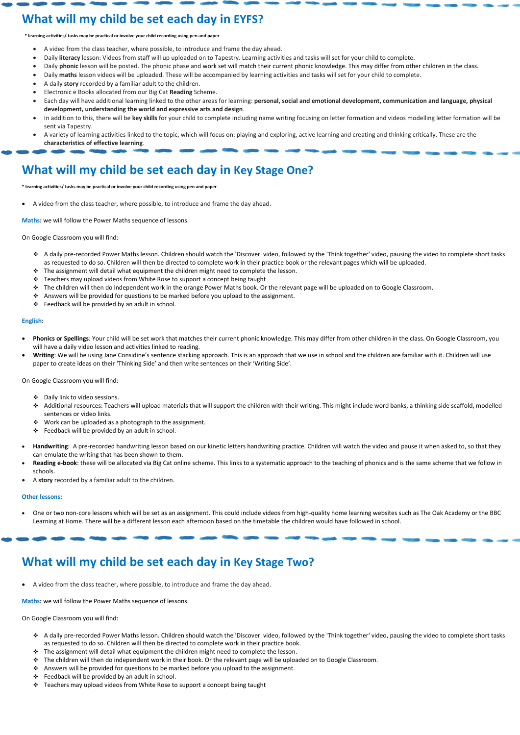## What will my child be set each day in EYFS?

* learning activities/ tasks may be practical or involve your child recording using pen and paper

- A video from the class teacher, where possible, to introduce and frame the day ahead.
- Daily **literacy** lesson: Videos from staff will up uploaded on to Tapestry. Learning activities and tasks will set for your child to complete.
- Daily **phonic** lesson will be posted. The phonic phase and work set will match their current phonic knowledge. This may differ from other children in the class.
- Daily **maths** lesson videos will be uploaded. These will be accompanied by learning activities and tasks will set for your child to complete.
- A daily **story** recorded by a familiar adult to the children.
- Electronic e Books allocated from our Big Cat **Reading** Scheme.
- Each day will have additional learning linked to the other areas for learning: **personal, social and emotional development, communication and language, physical development, understanding the world and expressive arts and design**.
- In addition to this, there will be **key skills** for your child to complete including name writing focusing on letter formation and videos modelling letter formation will be sent via Tapestry.
- A variety of learning activities linked to the topic, which will focus on: playing and exploring, active learning and creating and thinking critically. These are the **characteristics of effective learning**.

## What will my child be set each day in Key Stage One?

* learning activities/ tasks may be practical or involve your child recording using pen and paper

- A video from the class teacher, where possible, to introduce and frame the day ahead.

**Maths:** we will follow the Power Maths sequence of lessons.

On Google Classroom you will find:

- A daily pre-recorded Power Maths lesson. Children should watch the 'Discover' video, followed by the 'Think together' video, pausing the video to complete short tasks as requested to do so. Children will then be directed to complete work in their practice book or the relevant pages which will be uploaded.
- The assignment will detail what equipment the children might need to complete the lesson.
- Teachers may upload videos from White Rose to support a concept being taught
- The children will then do independent work in the orange Power Maths book. Or the relevant page will be uploaded on to Google Classroom.
- Answers will be provided for questions to be marked before you upload to the assignment.
- Feedback will be provided by an adult in school.

**English:**

- **Phonics or Spellings**: Your child will be set work that matches their current phonic knowledge. This may differ from other children in the class. On Google Classroom, you will have a daily video lesson and activities linked to reading.
- **Writing**: We will be using Jane Considine's sentence stacking approach. This is an approach that we use in school and the children are familiar with it. Children will use paper to create ideas on their 'Thinking Side' and then write sentences on their 'Writing Side'.

On Google Classroom you will find:

- Daily link to video sessions.
- Additional resources: Teachers will upload materials that will support the children with their writing. This might include word banks, a thinking side scaffold, modelled sentences or video links.
- Work can be uploaded as a photograph to the assignment.
- Feedback will be provided by an adult in school.

- **Handwriting**: A pre-recorded handwriting lesson based on our kinetic letters handwriting practice. Children will watch the video and pause it when asked to, so that they can emulate the writing that has been shown to them.
- **Reading e-book**: these will be allocated via Big Cat online scheme. This links to a systematic approach to the teaching of phonics and is the same scheme that we follow in schools.
- A **story** recorded by a familiar adult to the children.

**Other lessons:**

- One or two non-core lessons which will be set as an assignment. This could include videos from high-quality home learning websites such as The Oak Academy or the BBC Learning at Home. There will be a different lesson each afternoon based on the timetable the children would have followed in school.

## What will my child be set each day in Key Stage Two?

- A video from the class teacher, where possible, to introduce and frame the day ahead.

**Maths:** we will follow the Power Maths sequence of lessons.

On Google Classroom you will find:

- A daily pre-recorded Power Maths lesson. Children should watch the 'Discover' video, followed by the 'Think together' video, pausing the video to complete short tasks as requested to do so. Children will then be directed to complete work in their practice book.
- The assignment will detail what equipment the children might need to complete the lesson.
- The children will then do independent work in their book. Or the relevant page will be uploaded on to Google Classroom.
- Answers will be provided for questions to be marked before you upload to the assignment.
- Feedback will be provided by an adult in school.
- Teachers may upload videos from White Rose to support a concept being taught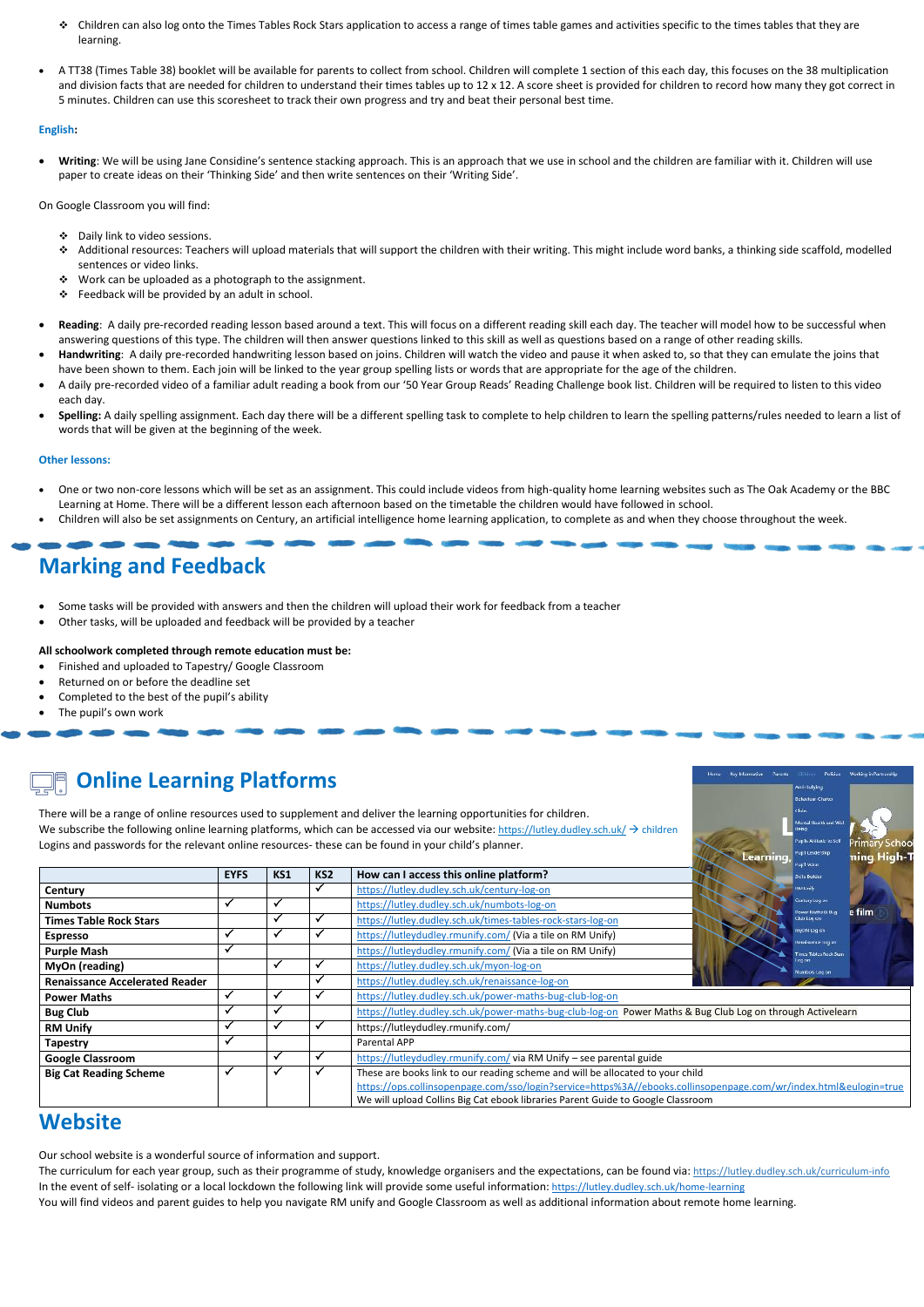- Children can also log onto the Times Tables Rock Stars application to access a range of times table games and activities specific to the times tables that they are learning.

- A TT38 (Times Table 38) booklet will be available for parents to collect from school. Children will complete 1 section of this each day, this focuses on the 38 multiplication and division facts that are needed for children to understand their times tables up to 12 x 12. A score sheet is provided for children to record how many they got correct in 5 minutes. Children can use this scoresheet to track their own progress and try and beat their personal best time.

**English:**

- **Writing**: We will be using Jane Considine's sentence stacking approach. This is an approach that we use in school and the children are familiar with it. Children will use paper to create ideas on their 'Thinking Side' and then write sentences on their 'Writing Side'.

On Google Classroom you will find:

- Daily link to video sessions.
- Additional resources: Teachers will upload materials that will support the children with their writing. This might include word banks, a thinking side scaffold, modelled sentences or video links.
- Work can be uploaded as a photograph to the assignment.
- Feedback will be provided by an adult in school.

- **Reading**: A daily pre-recorded reading lesson based around a text. This will focus on a different reading skill each day. The teacher will model how to be successful when answering questions of this type. The children will then answer questions linked to this skill as well as questions based on a range of other reading skills.
- **Handwriting**: A daily pre-recorded handwriting lesson based on joins. Children will watch the video and pause it when asked to, so that they can emulate the joins that have been shown to them. Each join will be linked to the year group spelling lists or words that are appropriate for the age of the children.
- A daily pre-recorded video of a familiar adult reading a book from our '50 Year Group Reads' Reading Challenge book list. Children will be required to listen to this video each day.
- **Spelling:** A daily spelling assignment. Each day there will be a different spelling task to complete to help children to learn the spelling patterns/rules needed to learn a list of words that will be given at the beginning of the week.

**Other lessons:**

- One or two non-core lessons which will be set as an assignment. This could include videos from high-quality home learning websites such as The Oak Academy or the BBC Learning at Home. There will be a different lesson each afternoon based on the timetable the children would have followed in school.
- Children will also be set assignments on Century, an artificial intelligence home learning application, to complete as and when they choose throughout the week.

## Marking and Feedback

- Some tasks will be provided with answers and then the children will upload their work for feedback from a teacher
- Other tasks, will be uploaded and feedback will be provided by a teacher

**All schoolwork completed through remote education must be:**

- Finished and uploaded to Tapestry/ Google Classroom
- Returned on or before the deadline set
- Completed to the best of the pupil's ability
- The pupil's own work

## Online Learning Platforms

There will be a range of online resources used to supplement and deliver the learning opportunities for children.
We subscribe the following online learning platforms, which can be accessed via our website: https://lutley.dudley.sch.uk/ → children
Logins and passwords for the relevant online resources- these can be found in your child's planner.

| | EYFS | KS1 | KS2 | How can I access this online platform? |
|---|---|---|---|---|
| **Century** | | | ✓ | https://lutley.dudley.sch.uk/century-log-on |
| **Numbots** | ✓ | ✓ | | https://lutley.dudley.sch.uk/numbots-log-on |
| **Times Table Rock Stars** | | ✓ | ✓ | https://lutley.dudley.sch.uk/times-tables-rock-stars-log-on |
| **Espresso** | ✓ | ✓ | ✓ | https://lutleydudley.rmunify.com/ (Via a tile on RM Unify) |
| **Purple Mash** | ✓ | | | https://lutleydudley.rmunify.com/ (Via a tile on RM Unify) |
| **MyOn (reading)** | | ✓ | ✓ | https://lutley.dudley.sch.uk/myon-log-on |
| **Renaissance Accelerated Reader** | | | ✓ | https://lutley.dudley.sch.uk/renaissance-log-on |
| **Power Maths** | ✓ | ✓ | ✓ | https://lutley.dudley.sch.uk/power-maths-bug-club-log-on |
| **Bug Club** | ✓ | ✓ | | https://lutley.dudley.sch.uk/power-maths-bug-club-log-on Power Maths & Bug Club Log on through Activelearn |
| **RM Unify** | ✓ | ✓ | ✓ | https://lutleydudley.rmunify.com/ |
| **Tapestry** | ✓ | | | Parental APP |
| **Google Classroom** | | ✓ | ✓ | https://lutleydudley.rmunify.com/ via RM Unify – see parental guide |
| **Big Cat Reading Scheme** | ✓ | ✓ | ✓ | These are books link to our reading scheme and will be allocated to your child https://ops.collinsopenpage.com/sso/login?service=https%3A//ebooks.collinsopenpage.com/wr/index.html&eulogin=true We will upload Collins Big Cat ebook libraries Parent Guide to Google Classroom |

## Website

Our school website is a wonderful source of information and support.
The curriculum for each year group, such as their programme of study, knowledge organisers and the expectations, can be found via: https://lutley.dudley.sch.uk/curriculum-info
In the event of self- isolating or a local lockdown the following link will provide some useful information: https://lutley.dudley.sch.uk/home-learning
You will find videos and parent guides to help you navigate RM unify and Google Classroom as well as additional information about remote home learning.